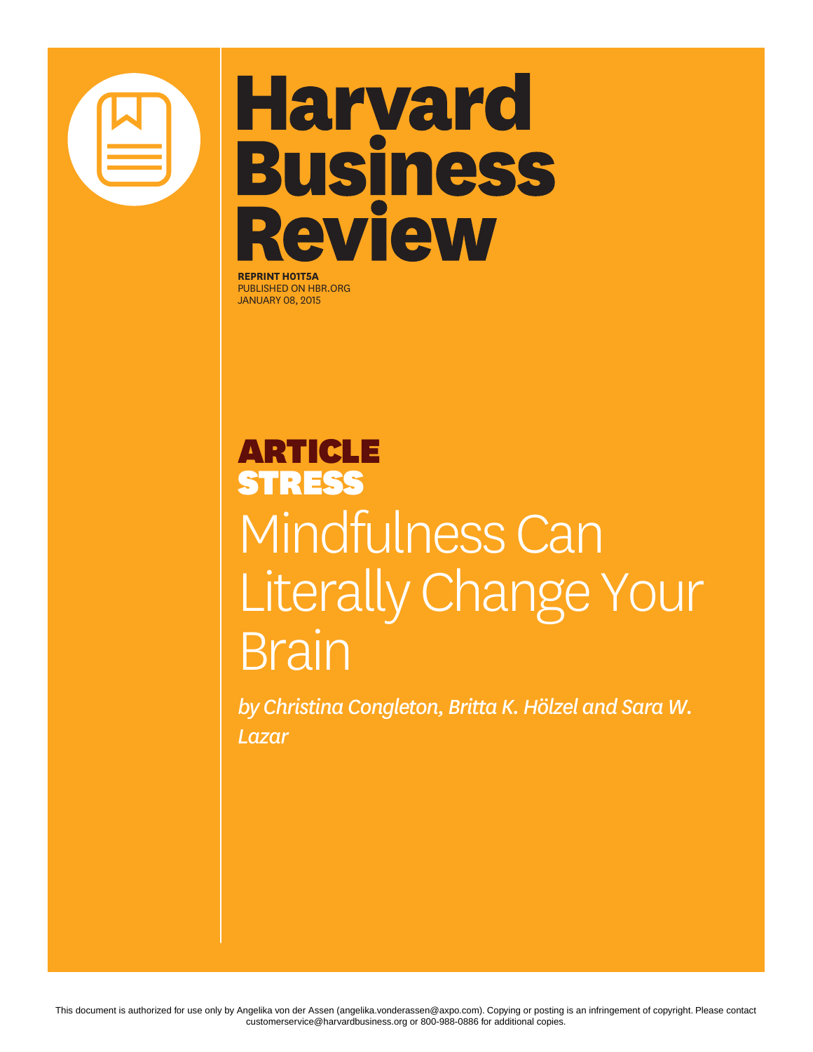# Harvard Business Review

**REPRINT H01T5A**
PUBLISHED ON HBR.ORG
JANUARY 08, 2015

**ARTICLE**
**STRESS**

# Mindfulness Can Literally Change Your Brain

*by Christina Congleton, Britta K. Hölzel and Sara W. Lazar*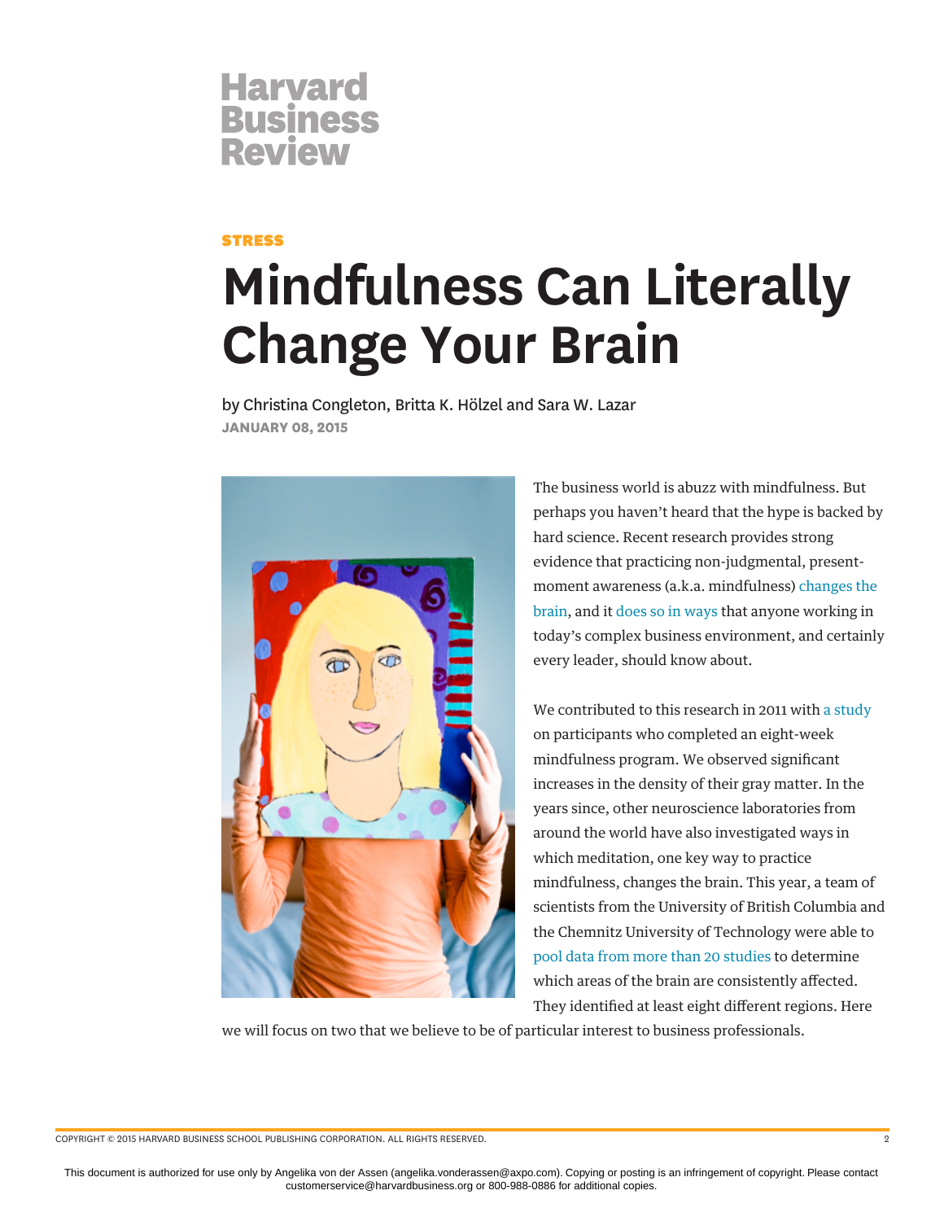Harvard Business Review

**STRESS**

# Mindfulness Can Literally Change Your Brain

by Christina Congleton, Britta K. Hölzel and Sara W. Lazar

**JANUARY 08, 2015**

The business world is abuzz with mindfulness. But perhaps you haven't heard that the hype is backed by hard science. Recent research provides strong evidence that practicing non-judgmental, present-moment awareness (a.k.a. mindfulness) changes the brain, and it does so in ways that anyone working in today's complex business environment, and certainly every leader, should know about.

We contributed to this research in 2011 with a study on participants who completed an eight-week mindfulness program. We observed significant increases in the density of their gray matter. In the years since, other neuroscience laboratories from around the world have also investigated ways in which meditation, one key way to practice mindfulness, changes the brain. This year, a team of scientists from the University of British Columbia and the Chemnitz University of Technology were able to pool data from more than 20 studies to determine which areas of the brain are consistently affected. They identified at least eight different regions. Here we will focus on two that we believe to be of particular interest to business professionals.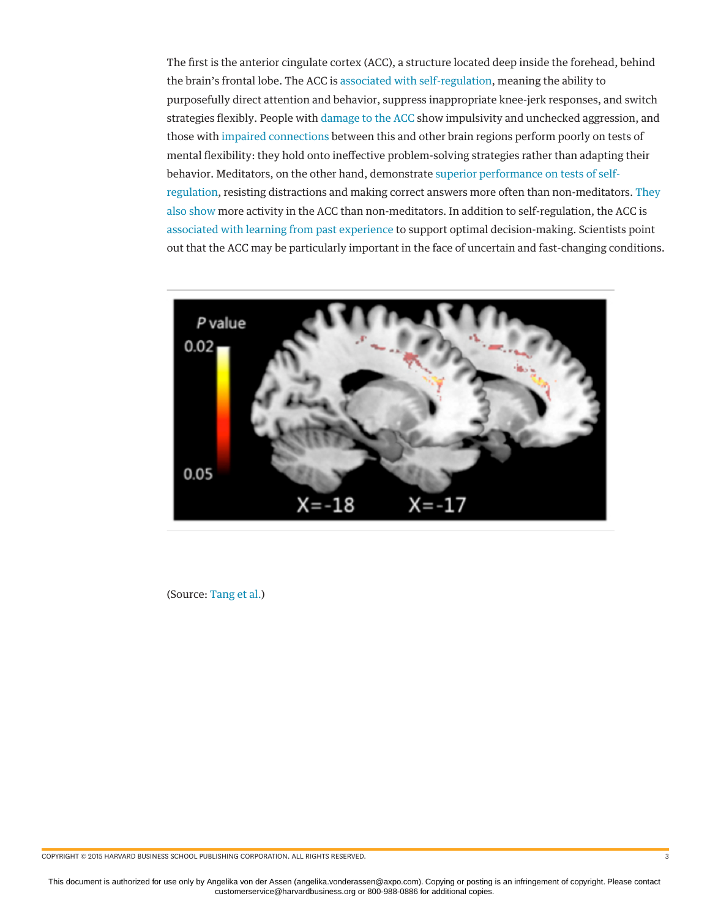The first is the anterior cingulate cortex (ACC), a structure located deep inside the forehead, behind the brain's frontal lobe. The ACC is associated with self-regulation, meaning the ability to purposefully direct attention and behavior, suppress inappropriate knee-jerk responses, and switch strategies flexibly. People with damage to the ACC show impulsivity and unchecked aggression, and those with impaired connections between this and other brain regions perform poorly on tests of mental flexibility: they hold onto ineffective problem-solving strategies rather than adapting their behavior. Meditators, on the other hand, demonstrate superior performance on tests of self-regulation, resisting distractions and making correct answers more often than non-meditators. They also show more activity in the ACC than non-meditators. In addition to self-regulation, the ACC is associated with learning from past experience to support optimal decision-making. Scientists point out that the ACC may be particularly important in the face of uncertain and fast-changing conditions.

(Source: Tang et al.)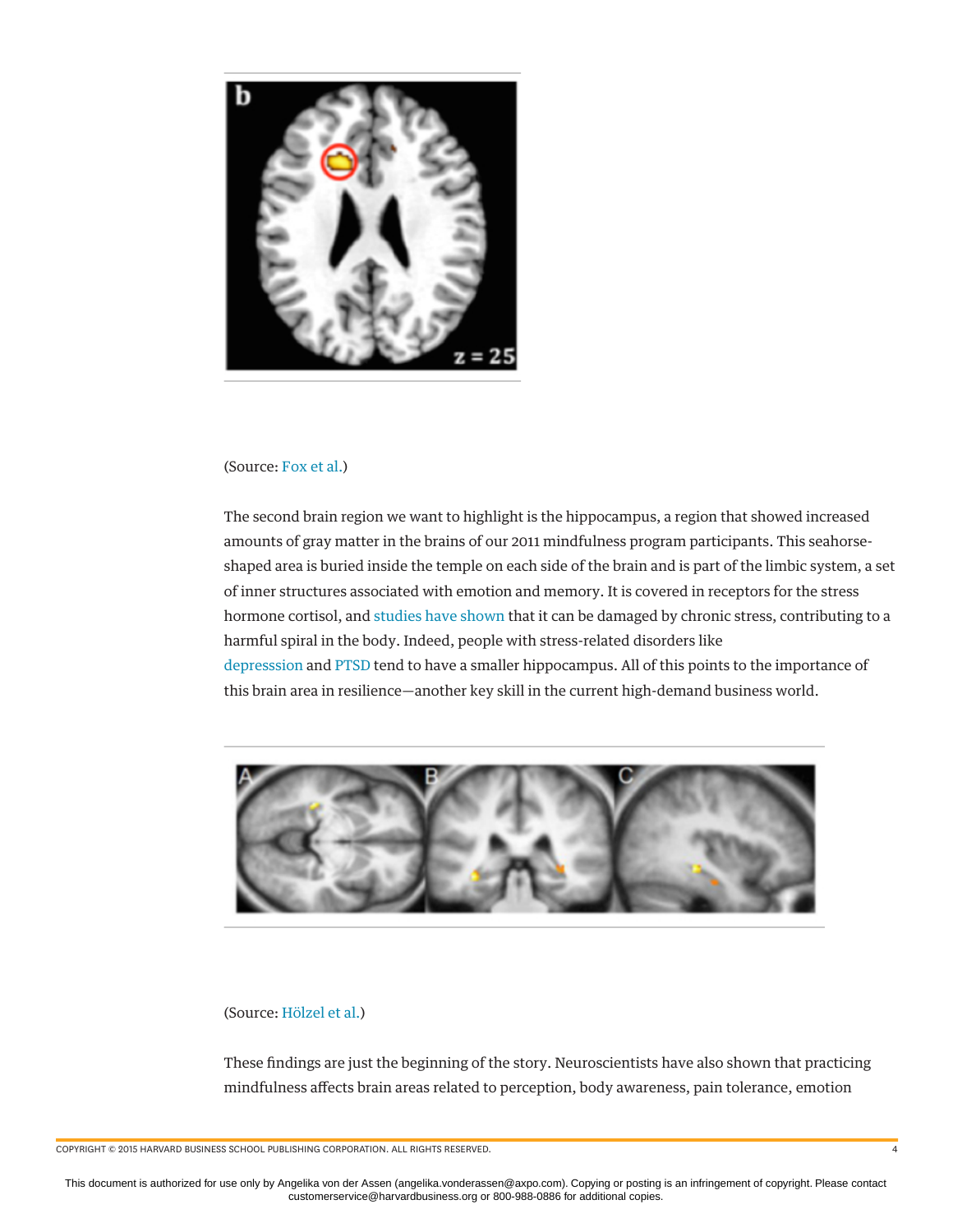(Source: Fox et al.)

The second brain region we want to highlight is the hippocampus, a region that showed increased amounts of gray matter in the brains of our 2011 mindfulness program participants. This seahorse-shaped area is buried inside the temple on each side of the brain and is part of the limbic system, a set of inner structures associated with emotion and memory. It is covered in receptors for the stress hormone cortisol, and studies have shown that it can be damaged by chronic stress, contributing to a harmful spiral in the body. Indeed, people with stress-related disorders like depresssion and PTSD tend to have a smaller hippocampus. All of this points to the importance of this brain area in resilience—another key skill in the current high-demand business world.

(Source: Hölzel et al.)

These findings are just the beginning of the story. Neuroscientists have also shown that practicing mindfulness affects brain areas related to perception, body awareness, pain tolerance, emotion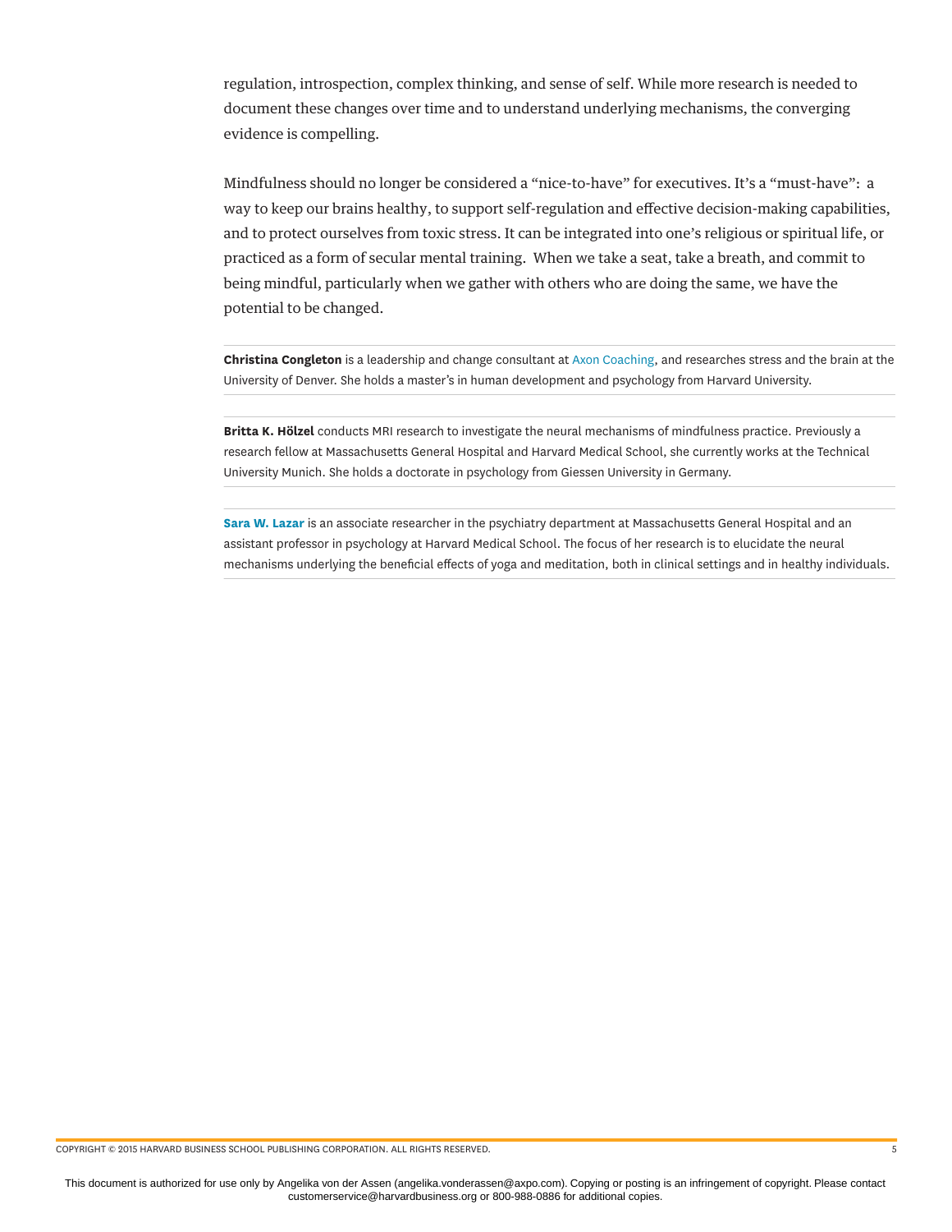regulation, introspection, complex thinking, and sense of self. While more research is needed to document these changes over time and to understand underlying mechanisms, the converging evidence is compelling.

Mindfulness should no longer be considered a "nice-to-have" for executives. It's a "must-have": a way to keep our brains healthy, to support self-regulation and effective decision-making capabilities, and to protect ourselves from toxic stress. It can be integrated into one's religious or spiritual life, or practiced as a form of secular mental training. When we take a seat, take a breath, and commit to being mindful, particularly when we gather with others who are doing the same, we have the potential to be changed.

---

**Christina Congleton** is a leadership and change consultant at Axon Coaching, and researches stress and the brain at the University of Denver. She holds a master's in human development and psychology from Harvard University.

---

**Britta K. Hölzel** conducts MRI research to investigate the neural mechanisms of mindfulness practice. Previously a research fellow at Massachusetts General Hospital and Harvard Medical School, she currently works at the Technical University Munich. She holds a doctorate in psychology from Giessen University in Germany.

---

**Sara W. Lazar** is an associate researcher in the psychiatry department at Massachusetts General Hospital and an assistant professor in psychology at Harvard Medical School. The focus of her research is to elucidate the neural mechanisms underlying the beneficial effects of yoga and meditation, both in clinical settings and in healthy individuals.